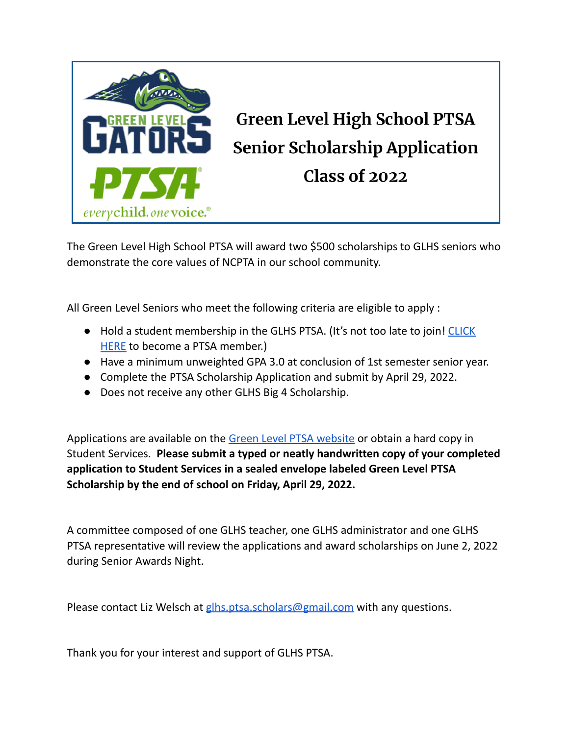# Green Level High School PTSA Senior Scholarship Application Class of 2022

The Green Level High School PTSA will award two $500 scholarships to GLHS seniors who demonstrate the core values of NCPTA in our school community.

All Green Level Seniors who meet the following criteria are eligible to apply :

- Hold a student membership in the GLHS PTSA. (It's not too late to join! CLICK HERE to become a PTSA member.)
- Have a minimum unweighted GPA 3.0 at conclusion of 1st semester senior year.
- Complete the PTSA Scholarship Application and submit by April 29, 2022.
- Does not receive any other GLHS Big 4 Scholarship.

Applications are available on the Green Level PTSA website or obtain a hard copy in Student Services. **Please submit a typed or neatly handwritten copy of your completed application to Student Services in a sealed envelope labeled Green Level PTSA Scholarship by the end of school on Friday, April 29, 2022.**

A committee composed of one GLHS teacher, one GLHS administrator and one GLHS PTSA representative will review the applications and award scholarships on June 2, 2022 during Senior Awards Night.

Please contact Liz Welsch at glhs.ptsa.scholars@gmail.com with any questions.

Thank you for your interest and support of GLHS PTSA.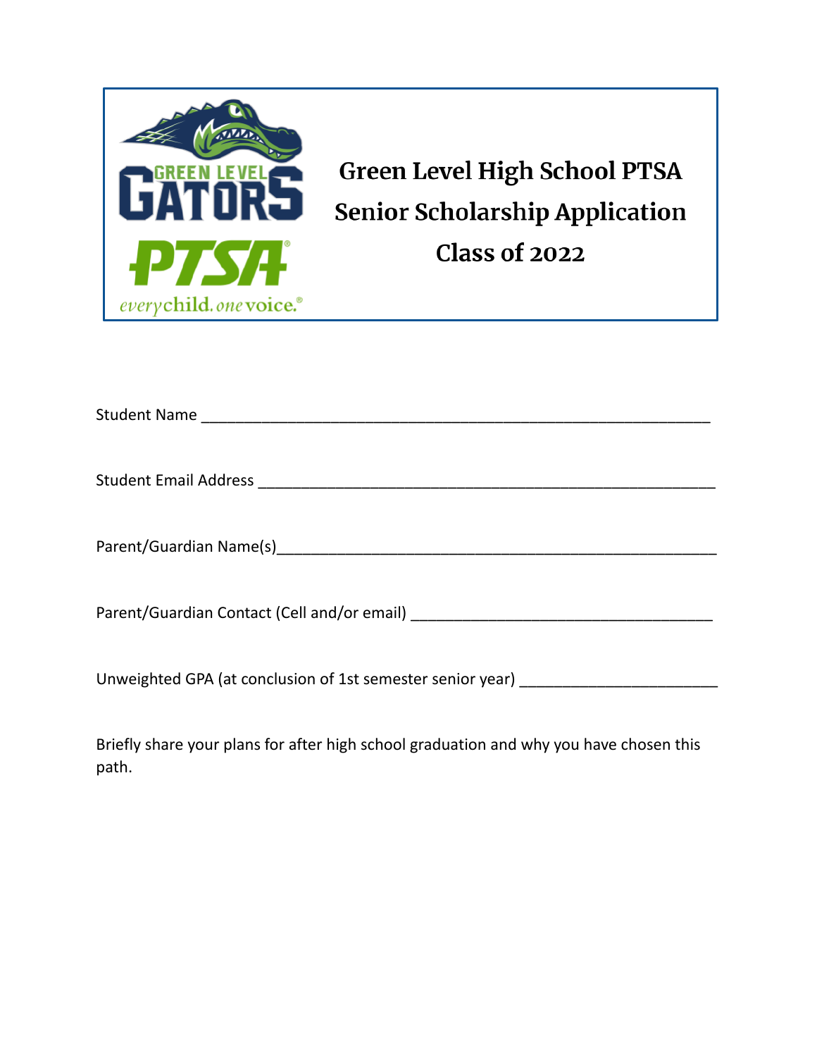GREEN LEVEL GATORS

PTSA

everychild. onevoice.

# Green Level High School PTSA
# Senior Scholarship Application
# Class of 2022

Student Name ____________________________________________________________

Student Email Address _____________________________________________________

Parent/Guardian Name(s)____________________________________________________

Parent/Guardian Contact (Cell and/or email) __________________________________

Unweighted GPA (at conclusion of 1st semester senior year) _____________________

Briefly share your plans for after high school graduation and why you have chosen this path.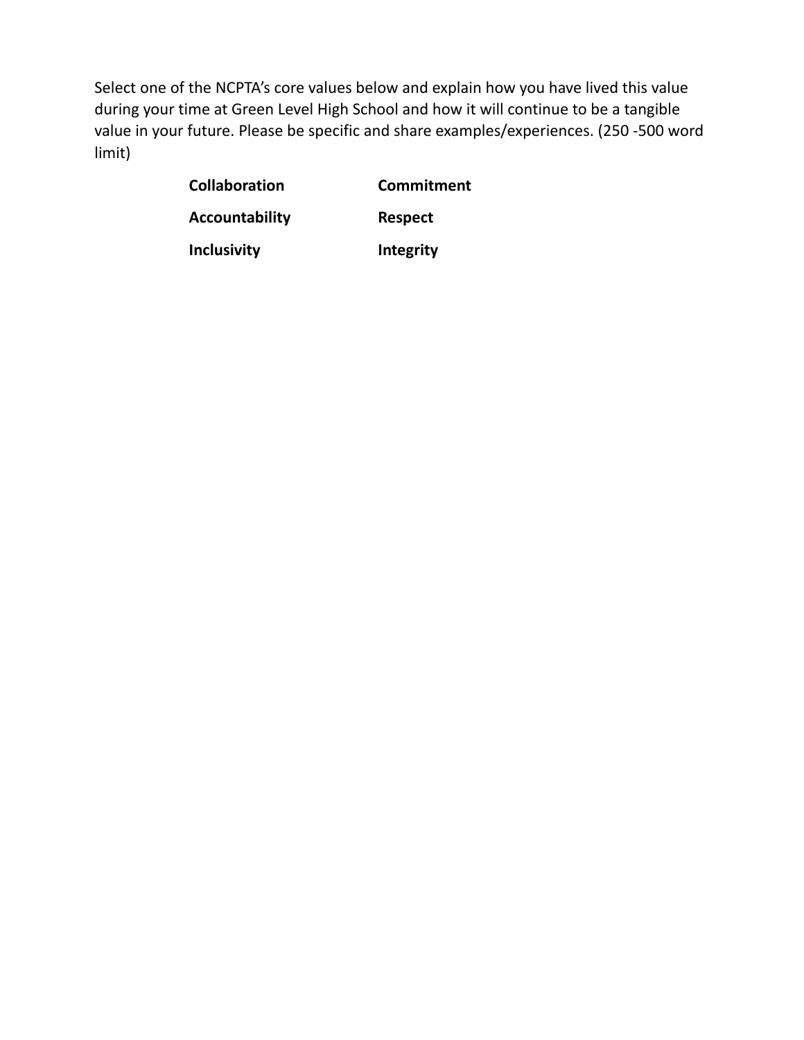Select one of the NCPTA's core values below and explain how you have lived this value during your time at Green Level High School and how it will continue to be a tangible value in your future. Please be specific and share examples/experiences. (250 -500 word limit)

| | |
|---|---|
| **Collaboration** | **Commitment** |
| **Accountability** | **Respect** |
| **Inclusivity** | **Integrity** |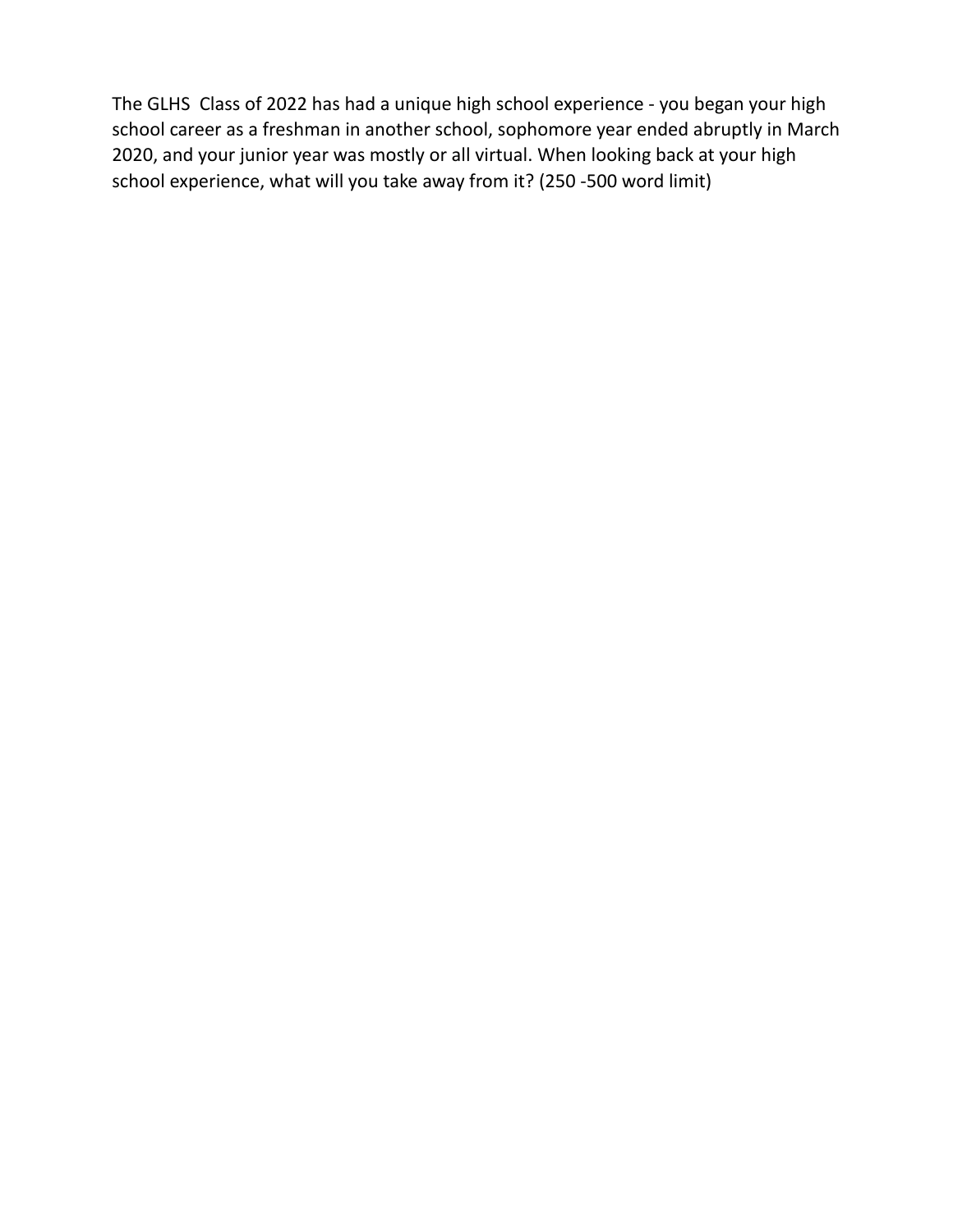The GLHS  Class of 2022 has had a unique high school experience - you began your high school career as a freshman in another school, sophomore year ended abruptly in March 2020, and your junior year was mostly or all virtual. When looking back at your high school experience, what will you take away from it? (250 -500 word limit)